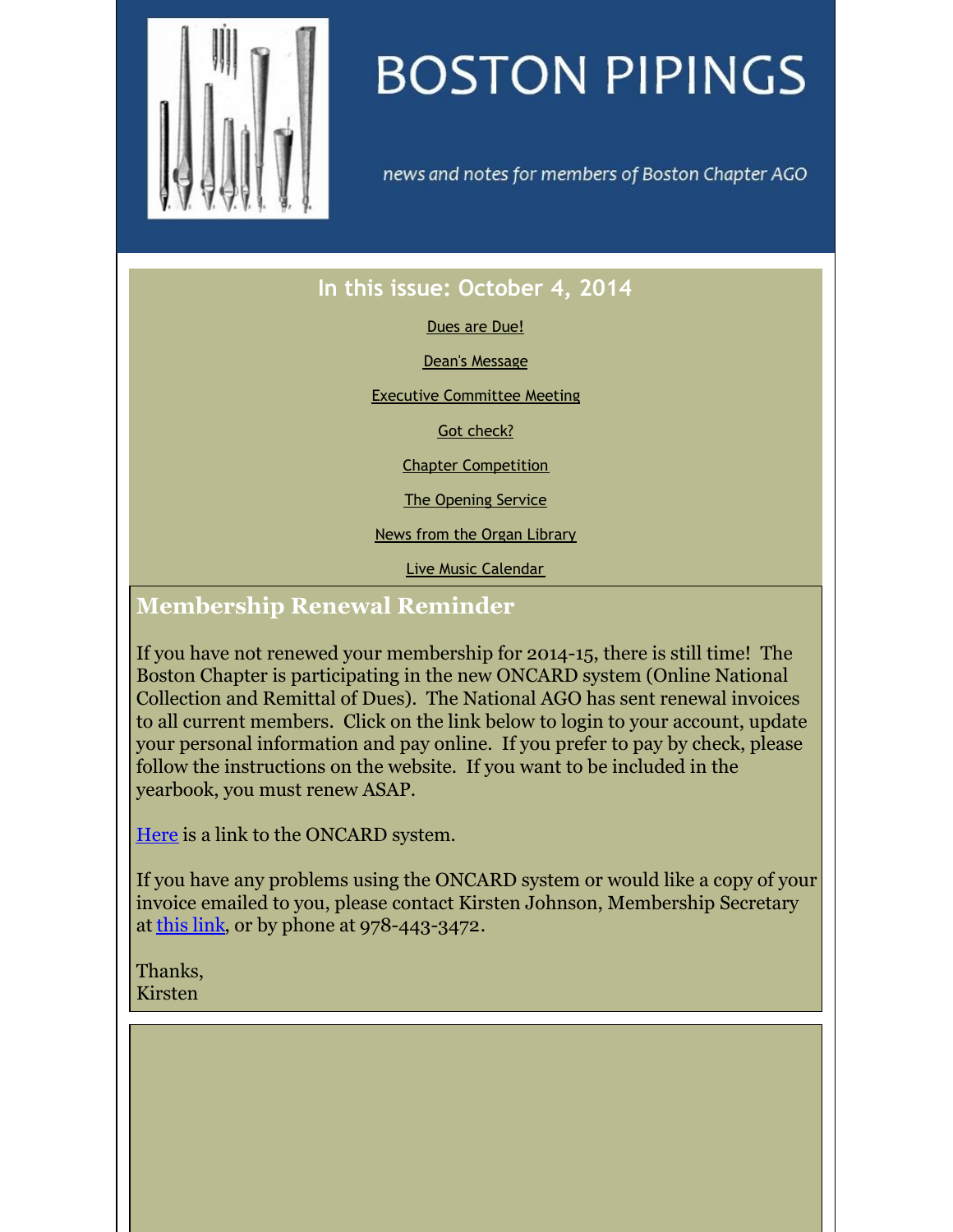# BOSTON PIPINGS

*news and notes for members of Boston Chapter AGO*

## In this issue: October 4, 2014

Dues are Due!

Dean's Message

Executive Committee Meeting

Got check?

Chapter Competition

The Opening Service

News from the Organ Library

Live Music Calendar

## Membership Renewal Reminder

If you have not renewed your membership for 2014-15, there is still time! The Boston Chapter is participating in the new ONCARD system (Online National Collection and Remittal of Dues). The National AGO has sent renewal invoices to all current members. Click on the link below to login to your account, update your personal information and pay online. If you prefer to pay by check, please follow the instructions on the website. If you want to be included in the yearbook, you must renew ASAP.

Here is a link to the ONCARD system.

If you have any problems using the ONCARD system or would like a copy of your invoice emailed to you, please contact Kirsten Johnson, Membership Secretary at this link, or by phone at 978-443-3472.

Thanks,
Kirsten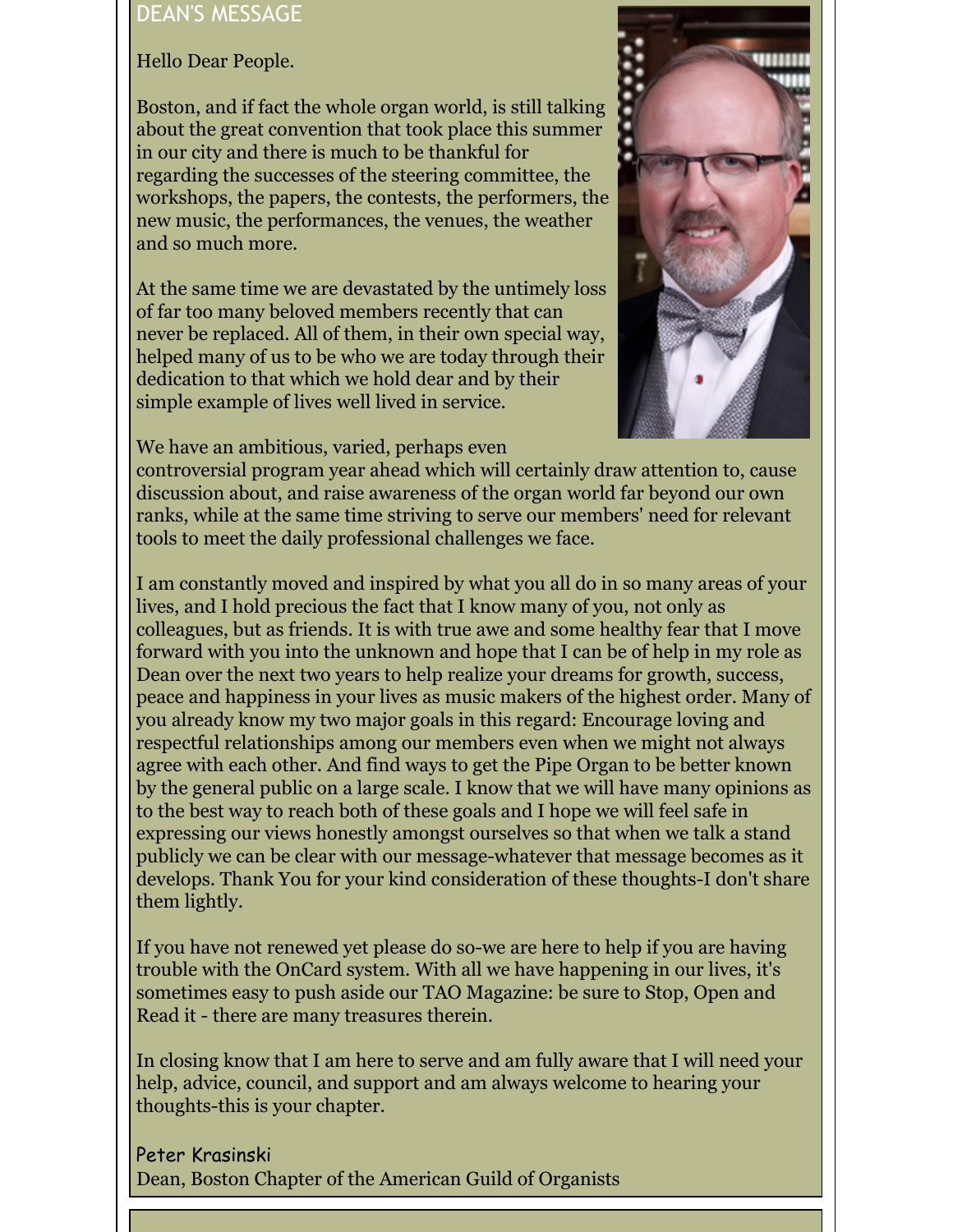## DEAN'S MESSAGE

Hello Dear People.

Boston, and if fact the whole organ world, is still talking about the great convention that took place this summer in our city and there is much to be thankful for regarding the successes of the steering committee, the workshops, the papers, the contests, the performers, the new music, the performances, the venues, the weather and so much more.

At the same time we are devastated by the untimely loss of far too many beloved members recently that can never be replaced. All of them, in their own special way, helped many of us to be who we are today through their dedication to that which we hold dear and by their simple example of lives well lived in service.

We have an ambitious, varied, perhaps even controversial program year ahead which will certainly draw attention to, cause discussion about, and raise awareness of the organ world far beyond our own ranks, while at the same time striving to serve our members' need for relevant tools to meet the daily professional challenges we face.

I am constantly moved and inspired by what you all do in so many areas of your lives, and I hold precious the fact that I know many of you, not only as colleagues, but as friends. It is with true awe and some healthy fear that I move forward with you into the unknown and hope that I can be of help in my role as Dean over the next two years to help realize your dreams for growth, success, peace and happiness in your lives as music makers of the highest order. Many of you already know my two major goals in this regard: Encourage loving and respectful relationships among our members even when we might not always agree with each other. And find ways to get the Pipe Organ to be better known by the general public on a large scale. I know that we will have many opinions as to the best way to reach both of these goals and I hope we will feel safe in expressing our views honestly amongst ourselves so that when we talk a stand publicly we can be clear with our message-whatever that message becomes as it develops. Thank You for your kind consideration of these thoughts-I don't share them lightly.

If you have not renewed yet please do so-we are here to help if you are having trouble with the OnCard system. With all we have happening in our lives, it's sometimes easy to push aside our TAO Magazine: be sure to Stop, Open and Read it - there are many treasures therein.

In closing know that I am here to serve and am fully aware that I will need your help, advice, council, and support and am always welcome to hearing your thoughts-this is your chapter.

Peter Krasinski
Dean, Boston Chapter of the American Guild of Organists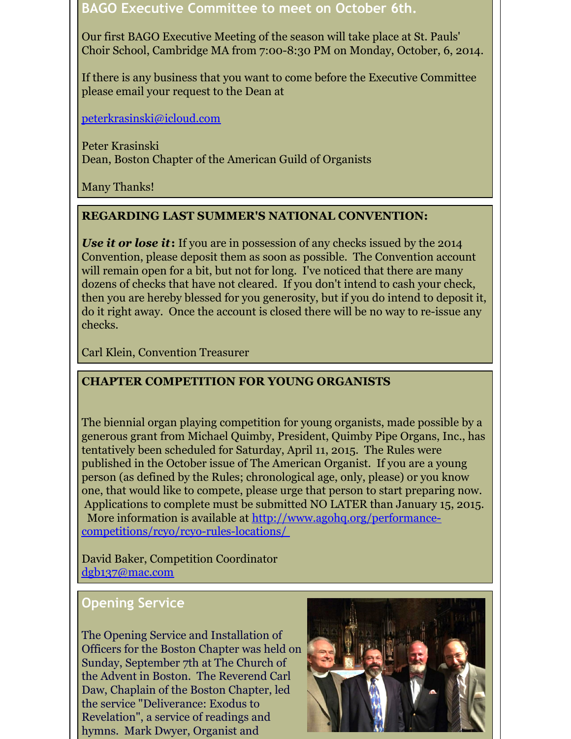## BAGO Executive Committee to meet on October 6th.

Our first BAGO Executive Meeting of the season will take place at St. Pauls' Choir School, Cambridge MA from 7:00-8:30 PM on Monday, October, 6, 2014.

If there is any business that you want to come before the Executive Committee please email your request to the Dean at

peterkrasinski@icloud.com

Peter Krasinski
Dean, Boston Chapter of the American Guild of Organists

Many Thanks!

**REGARDING LAST SUMMER'S NATIONAL CONVENTION:**

***Use it or lose it*:** If you are in possession of any checks issued by the 2014 Convention, please deposit them as soon as possible. The Convention account will remain open for a bit, but not for long. I've noticed that there are many dozens of checks that have not cleared. If you don't intend to cash your check, then you are hereby blessed for you generosity, but if you do intend to deposit it, do it right away. Once the account is closed there will be no way to re-issue any checks.

Carl Klein, Convention Treasurer

**CHAPTER COMPETITION FOR YOUNG ORGANISTS**

The biennial organ playing competition for young organists, made possible by a generous grant from Michael Quimby, President, Quimby Pipe Organs, Inc., has tentatively been scheduled for Saturday, April 11, 2015. The Rules were published in the October issue of The American Organist. If you are a young person (as defined by the Rules; chronological age, only, please) or you know one, that would like to compete, please urge that person to start preparing now. Applications to complete must be submitted NO LATER than January 15, 2015. More information is available at http://www.agohq.org/performance-competitions/rcyo/rcyo-rules-locations/

David Baker, Competition Coordinator
dgb137@mac.com

## Opening Service

The Opening Service and Installation of Officers for the Boston Chapter was held on Sunday, September 7th at The Church of the Advent in Boston. The Reverend Carl Daw, Chaplain of the Boston Chapter, led the service "Deliverance: Exodus to Revelation", a service of readings and hymns. Mark Dwyer, Organist and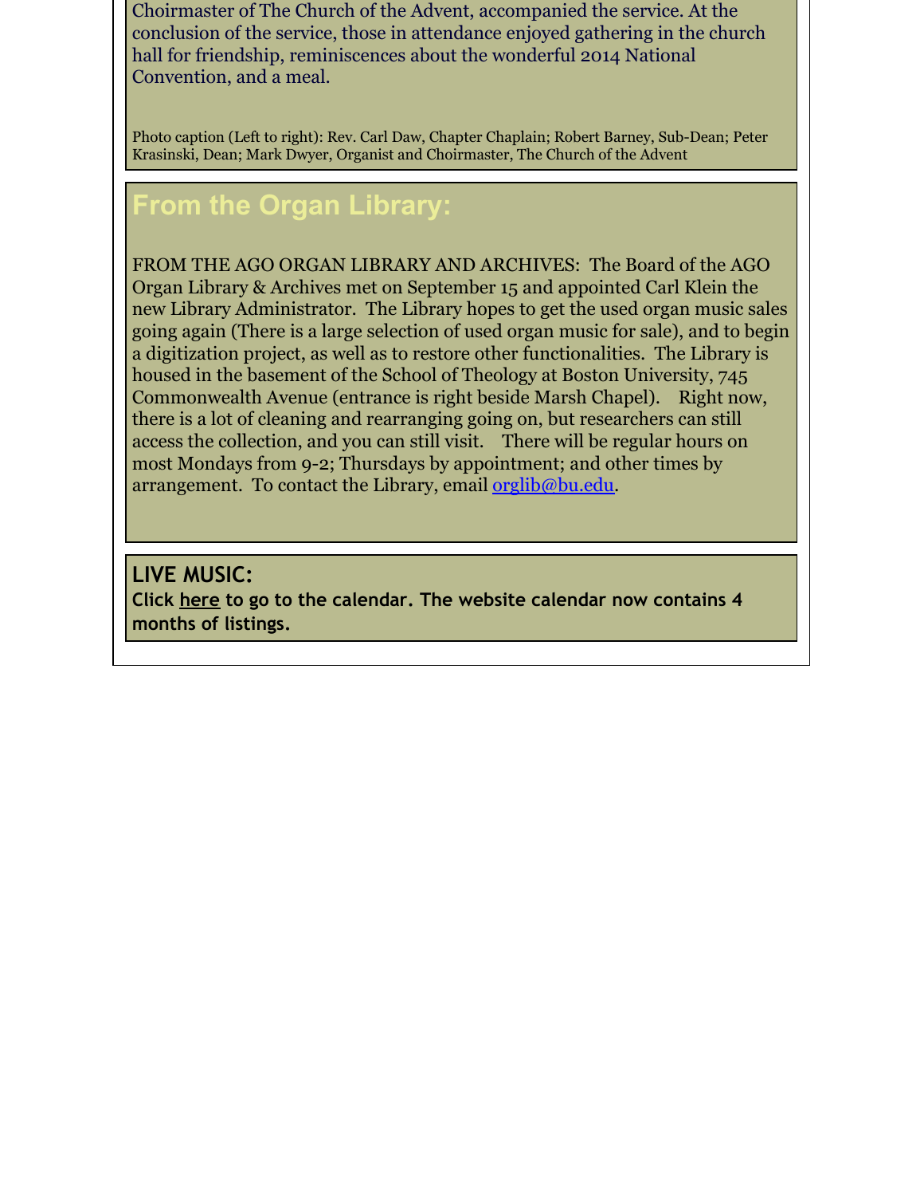Choirmaster of The Church of the Advent, accompanied the service. At the conclusion of the service, those in attendance enjoyed gathering in the church hall for friendship, reminiscences about the wonderful 2014 National Convention, and a meal.

Photo caption (Left to right): Rev. Carl Daw, Chapter Chaplain; Robert Barney, Sub-Dean; Peter Krasinski, Dean; Mark Dwyer, Organist and Choirmaster, The Church of the Advent

## From the Organ Library:

FROM THE AGO ORGAN LIBRARY AND ARCHIVES: The Board of the AGO Organ Library & Archives met on September 15 and appointed Carl Klein the new Library Administrator. The Library hopes to get the used organ music sales going again (There is a large selection of used organ music for sale), and to begin a digitization project, as well as to restore other functionalities. The Library is housed in the basement of the School of Theology at Boston University, 745 Commonwealth Avenue (entrance is right beside Marsh Chapel). Right now, there is a lot of cleaning and rearranging going on, but researchers can still access the collection, and you can still visit. There will be regular hours on most Mondays from 9-2; Thursdays by appointment; and other times by arrangement. To contact the Library, email orglib@bu.edu.

## LIVE MUSIC:

**Click here to go to the calendar. The website calendar now contains 4 months of listings.**